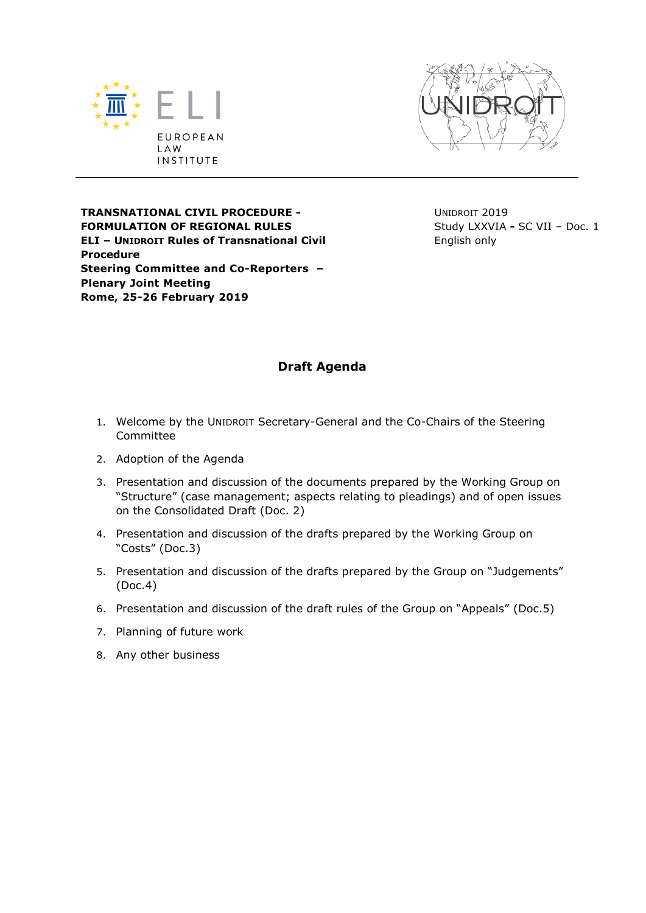EUROPEAN LAW INSTITUTE

UNIDROIT

**TRANSNATIONAL CIVIL PROCEDURE - FORMULATION OF REGIONAL RULES**
**ELI – UNIDROIT Rules of Transnational Civil Procedure**
**Steering Committee and Co-Reporters – Plenary Joint Meeting**
**Rome, 25-26 February 2019**

UNIDROIT 2019
Study LXXVIA - SC VII – Doc. 1
English only

## Draft Agenda

1. Welcome by the UNIDROIT Secretary-General and the Co-Chairs of the Steering Committee
2. Adoption of the Agenda
3. Presentation and discussion of the documents prepared by the Working Group on "Structure" (case management; aspects relating to pleadings) and of open issues on the Consolidated Draft (Doc. 2)
4. Presentation and discussion of the drafts prepared by the Working Group on "Costs" (Doc.3)
5. Presentation and discussion of the drafts prepared by the Group on "Judgements" (Doc.4)
6. Presentation and discussion of the draft rules of the Group on "Appeals" (Doc.5)
7. Planning of future work
8. Any other business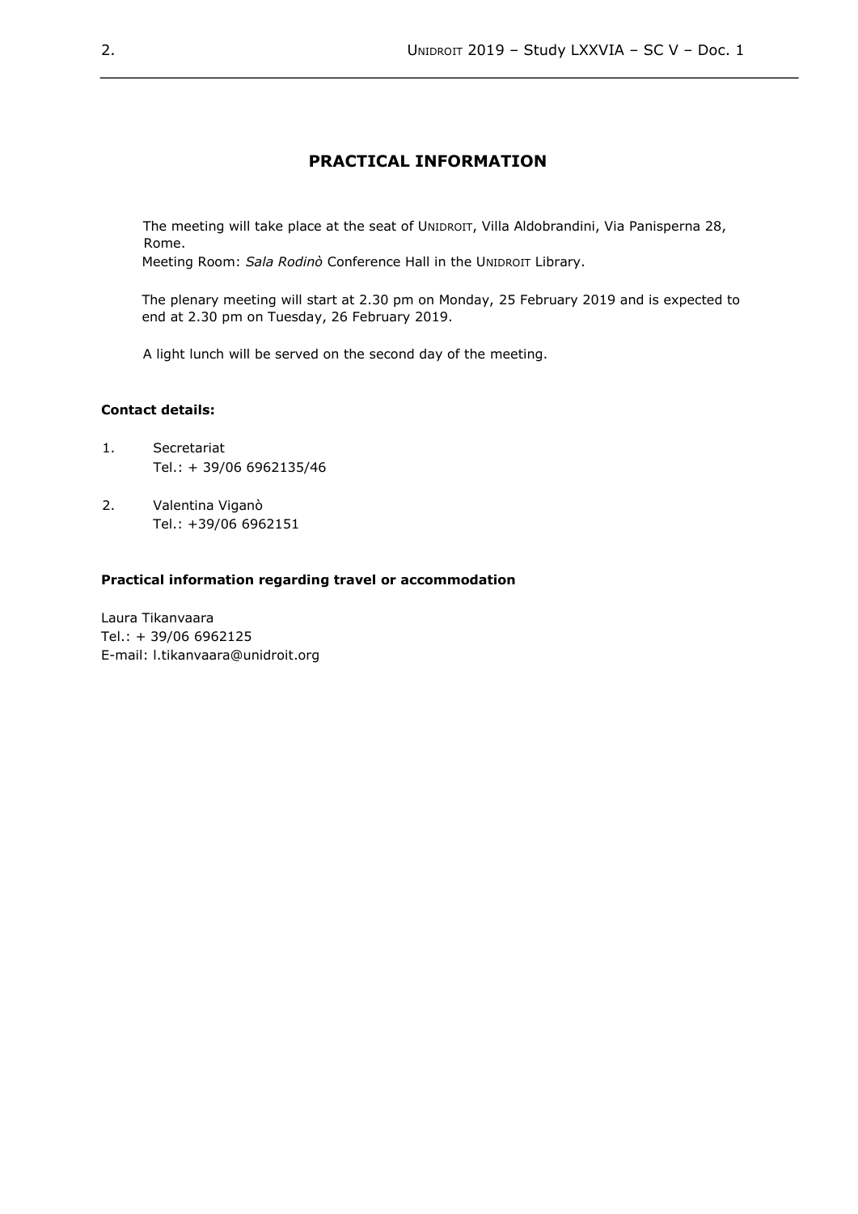# PRACTICAL INFORMATION

The meeting will take place at the seat of UNIDROIT, Villa Aldobrandini, Via Panisperna 28, Rome.
Meeting Room: *Sala Rodinò* Conference Hall in the UNIDROIT Library.

The plenary meeting will start at 2.30 pm on Monday, 25 February 2019 and is expected to end at 2.30 pm on Tuesday, 26 February 2019.

A light lunch will be served on the second day of the meeting.

**Contact details:**

1. Secretariat
   Tel.: + 39/06 6962135/46

2. Valentina Viganò
   Tel.: +39/06 6962151

**Practical information regarding travel or accommodation**

Laura Tikanvaara
Tel.: + 39/06 6962125
E-mail: l.tikanvaara@unidroit.org